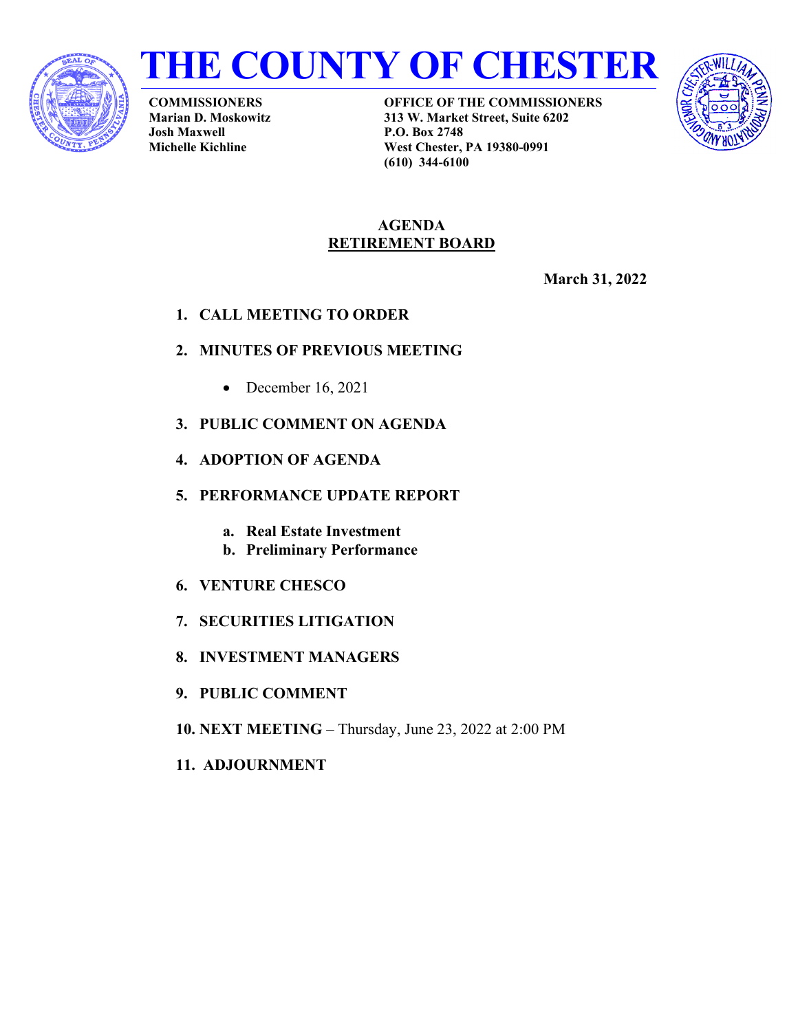# THE COUNTY OF CHESTER

**COMMISSIONERS**
**Marian D. Moskowitz**
**Josh Maxwell**
**Michelle Kichline**

**OFFICE OF THE COMMISSIONERS**
**313 W. Market Street, Suite 6202**
**P.O. Box 2748**
**West Chester, PA 19380-0991**
**(610) 344-6100**

## AGENDA
## RETIREMENT BOARD

**March 31, 2022**

1. **CALL MEETING TO ORDER**
2. **MINUTES OF PREVIOUS MEETING**
    - December 16, 2021
3. **PUBLIC COMMENT ON AGENDA**
4. **ADOPTION OF AGENDA**
5. **PERFORMANCE UPDATE REPORT**
    a. **Real Estate Investment**
    b. **Preliminary Performance**
6. **VENTURE CHESCO**
7. **SECURITIES LITIGATION**
8. **INVESTMENT MANAGERS**
9. **PUBLIC COMMENT**
10. **NEXT MEETING** – Thursday, June 23, 2022 at 2:00 PM
11. **ADJOURNMENT**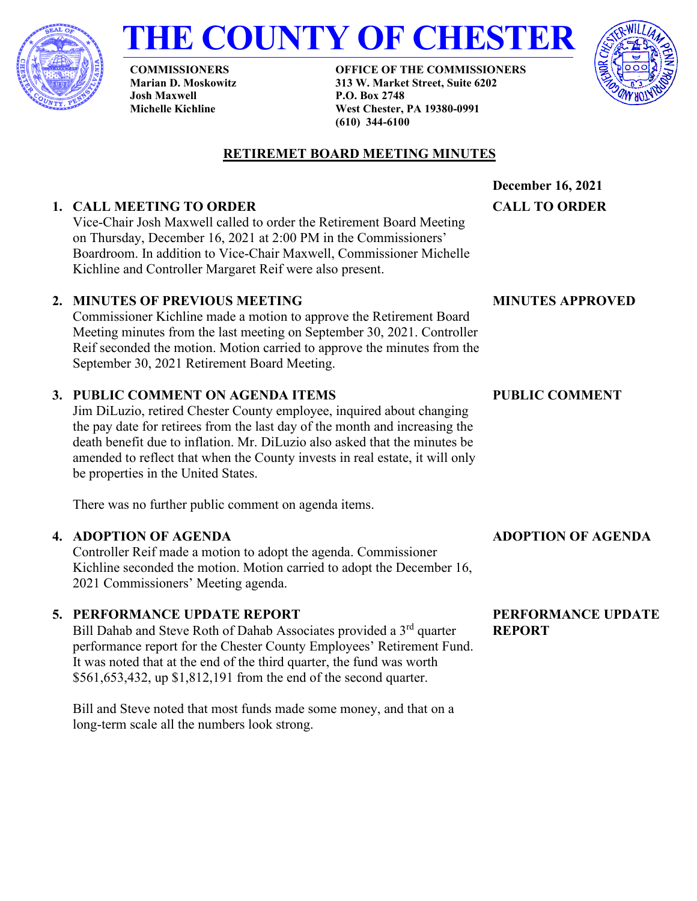# THE COUNTY OF CHESTER

**COMMISSIONERS**
**Marian D. Moskowitz**
**Josh Maxwell**
**Michelle Kichline**

**OFFICE OF THE COMMISSIONERS**
**313 W. Market Street, Suite 6202**
**P.O. Box 2748**
**West Chester, PA 19380-0991**
**(610) 344-6100**

## RETIREMET BOARD MEETING MINUTES

**December 16, 2021**

**1. CALL MEETING TO ORDER** — **CALL TO ORDER**

Vice-Chair Josh Maxwell called to order the Retirement Board Meeting on Thursday, December 16, 2021 at 2:00 PM in the Commissioners' Boardroom. In addition to Vice-Chair Maxwell, Commissioner Michelle Kichline and Controller Margaret Reif were also present.

**2. MINUTES OF PREVIOUS MEETING** — **MINUTES APPROVED**

Commissioner Kichline made a motion to approve the Retirement Board Meeting minutes from the last meeting on September 30, 2021. Controller Reif seconded the motion. Motion carried to approve the minutes from the September 30, 2021 Retirement Board Meeting.

**3. PUBLIC COMMENT ON AGENDA ITEMS** — **PUBLIC COMMENT**

Jim DiLuzio, retired Chester County employee, inquired about changing the pay date for retirees from the last day of the month and increasing the death benefit due to inflation. Mr. DiLuzio also asked that the minutes be amended to reflect that when the County invests in real estate, it will only be properties in the United States.

There was no further public comment on agenda items.

**4. ADOPTION OF AGENDA** — **ADOPTION OF AGENDA**

Controller Reif made a motion to adopt the agenda. Commissioner Kichline seconded the motion. Motion carried to adopt the December 16, 2021 Commissioners' Meeting agenda.

**5. PERFORMANCE UPDATE REPORT** — **PERFORMANCE UPDATE REPORT**

Bill Dahab and Steve Roth of Dahab Associates provided a 3rd quarter performance report for the Chester County Employees' Retirement Fund. It was noted that at the end of the third quarter, the fund was worth \$561,653,432, up \$1,812,191 from the end of the second quarter.

Bill and Steve noted that most funds made some money, and that on a long-term scale all the numbers look strong.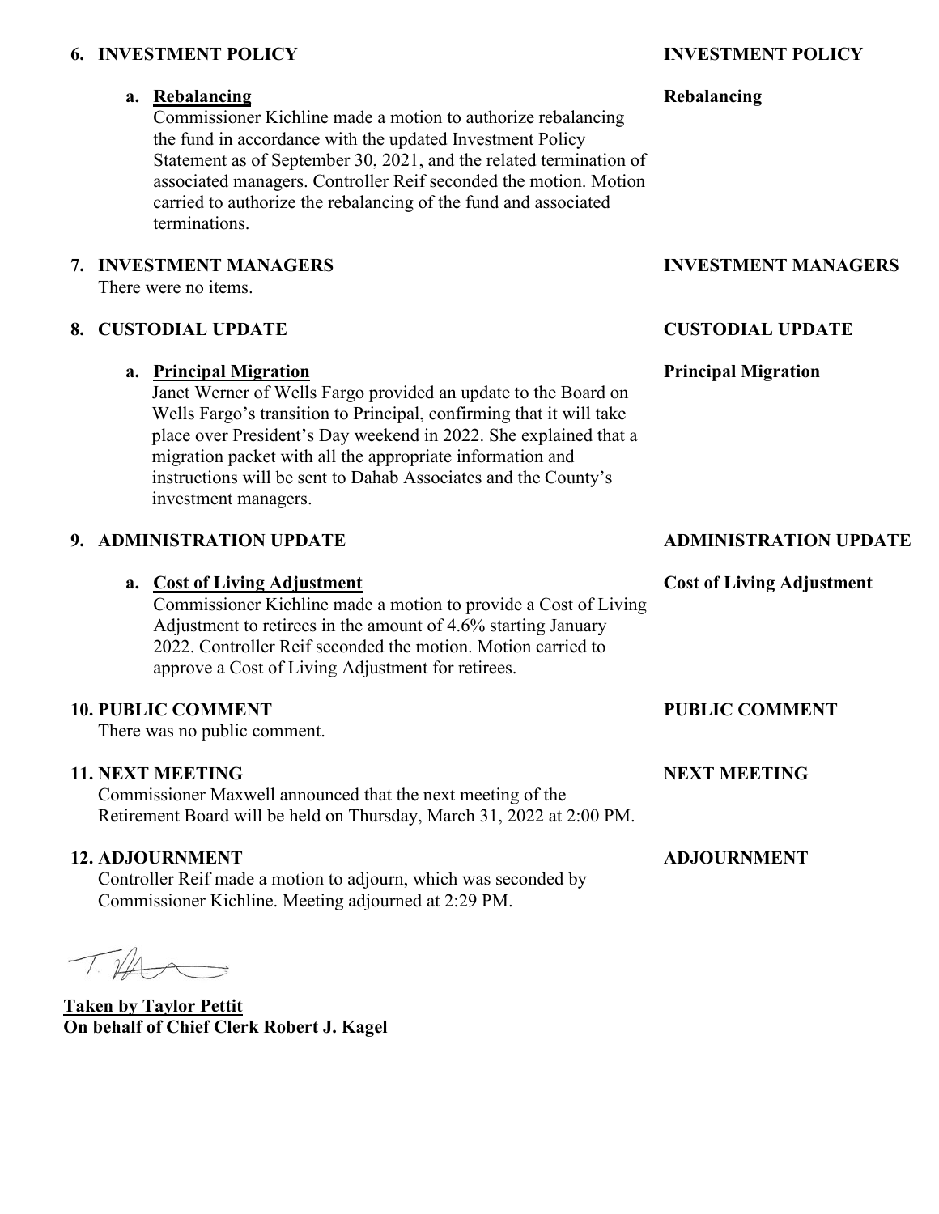## 6. INVESTMENT POLICY

**INVESTMENT POLICY**

### a. Rebalancing

**Rebalancing**

Commissioner Kichline made a motion to authorize rebalancing the fund in accordance with the updated Investment Policy Statement as of September 30, 2021, and the related termination of associated managers. Controller Reif seconded the motion. Motion carried to authorize the rebalancing of the fund and associated terminations.

## 7. INVESTMENT MANAGERS

**INVESTMENT MANAGERS**

There were no items.

## 8. CUSTODIAL UPDATE

**CUSTODIAL UPDATE**

### a. Principal Migration

**Principal Migration**

Janet Werner of Wells Fargo provided an update to the Board on Wells Fargo's transition to Principal, confirming that it will take place over President's Day weekend in 2022. She explained that a migration packet with all the appropriate information and instructions will be sent to Dahab Associates and the County's investment managers.

## 9. ADMINISTRATION UPDATE

**ADMINISTRATION UPDATE**

### a. Cost of Living Adjustment

**Cost of Living Adjustment**

Commissioner Kichline made a motion to provide a Cost of Living Adjustment to retirees in the amount of 4.6% starting January 2022. Controller Reif seconded the motion. Motion carried to approve a Cost of Living Adjustment for retirees.

## 10. PUBLIC COMMENT

**PUBLIC COMMENT**

There was no public comment.

## 11. NEXT MEETING

**NEXT MEETING**

Commissioner Maxwell announced that the next meeting of the Retirement Board will be held on Thursday, March 31, 2022 at 2:00 PM.

## 12. ADJOURNMENT

**ADJOURNMENT**

Controller Reif made a motion to adjourn, which was seconded by Commissioner Kichline. Meeting adjourned at 2:29 PM.

**Taken by Taylor Pettit**
**On behalf of Chief Clerk Robert J. Kagel**